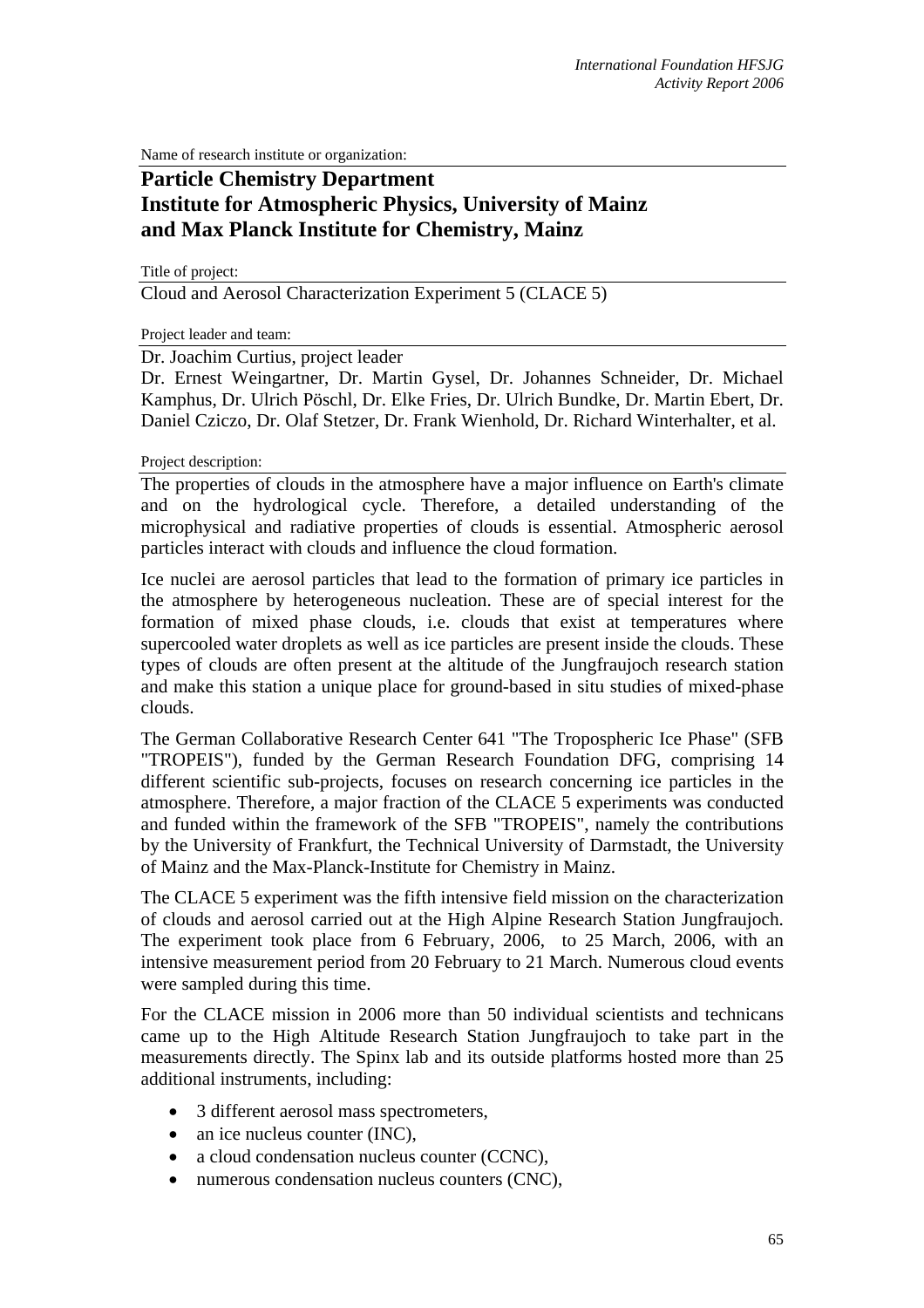Name of research institute or organization:

## Particle Chemistry Department
## Institute for Atmospheric Physics, University of Mainz
## and Max Planck Institute for Chemistry, Mainz

Title of project:

Cloud and Aerosol Characterization Experiment 5 (CLACE 5)

Project leader and team:

Dr. Joachim Curtius, project leader

Dr. Ernest Weingartner, Dr. Martin Gysel, Dr. Johannes Schneider, Dr. Michael Kamphus, Dr. Ulrich Pöschl, Dr. Elke Fries, Dr. Ulrich Bundke, Dr. Martin Ebert, Dr. Daniel Cziczo, Dr. Olaf Stetzer, Dr. Frank Wienhold, Dr. Richard Winterhalter, et al.

Project description:

The properties of clouds in the atmosphere have a major influence on Earth's climate and on the hydrological cycle. Therefore, a detailed understanding of the microphysical and radiative properties of clouds is essential. Atmospheric aerosol particles interact with clouds and influence the cloud formation.

Ice nuclei are aerosol particles that lead to the formation of primary ice particles in the atmosphere by heterogeneous nucleation. These are of special interest for the formation of mixed phase clouds, i.e. clouds that exist at temperatures where supercooled water droplets as well as ice particles are present inside the clouds. These types of clouds are often present at the altitude of the Jungfraujoch research station and make this station a unique place for ground-based in situ studies of mixed-phase clouds.

The German Collaborative Research Center 641 "The Tropospheric Ice Phase" (SFB "TROPEIS"), funded by the German Research Foundation DFG, comprising 14 different scientific sub-projects, focuses on research concerning ice particles in the atmosphere. Therefore, a major fraction of the CLACE 5 experiments was conducted and funded within the framework of the SFB "TROPEIS", namely the contributions by the University of Frankfurt, the Technical University of Darmstadt, the University of Mainz and the Max-Planck-Institute for Chemistry in Mainz.

The CLACE 5 experiment was the fifth intensive field mission on the characterization of clouds and aerosol carried out at the High Alpine Research Station Jungfraujoch. The experiment took place from 6 February, 2006, to 25 March, 2006, with an intensive measurement period from 20 February to 21 March. Numerous cloud events were sampled during this time.

For the CLACE mission in 2006 more than 50 individual scientists and technicans came up to the High Altitude Research Station Jungfraujoch to take part in the measurements directly. The Spinx lab and its outside platforms hosted more than 25 additional instruments, including:

- 3 different aerosol mass spectrometers,
- an ice nucleus counter (INC),
- a cloud condensation nucleus counter (CCNC),
- numerous condensation nucleus counters (CNC),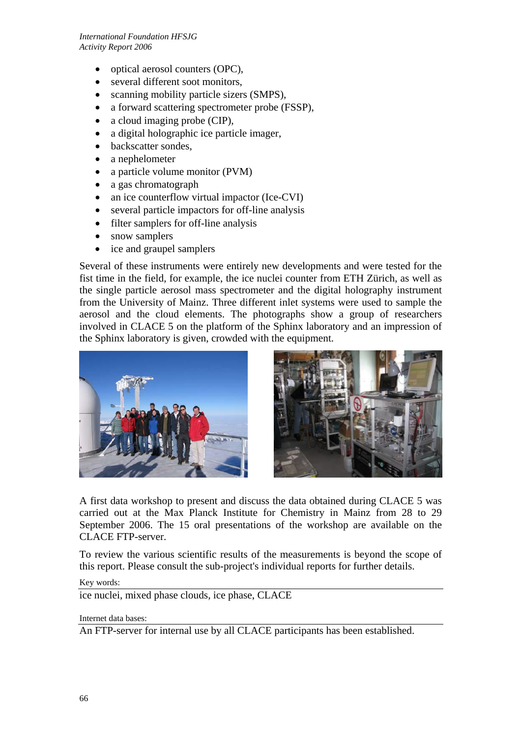- optical aerosol counters (OPC),
- several different soot monitors,
- scanning mobility particle sizers (SMPS),
- a forward scattering spectrometer probe (FSSP),
- a cloud imaging probe (CIP),
- a digital holographic ice particle imager,
- backscatter sondes,
- a nephelometer
- a particle volume monitor (PVM)
- a gas chromatograph
- an ice counterflow virtual impactor (Ice-CVI)
- several particle impactors for off-line analysis
- filter samplers for off-line analysis
- snow samplers
- ice and graupel samplers

Several of these instruments were entirely new developments and were tested for the fist time in the field, for example, the ice nuclei counter from ETH Zürich, as well as the single particle aerosol mass spectrometer and the digital holography instrument from the University of Mainz. Three different inlet systems were used to sample the aerosol and the cloud elements. The photographs show a group of researchers involved in CLACE 5 on the platform of the Sphinx laboratory and an impression of the Sphinx laboratory is given, crowded with the equipment.

A first data workshop to present and discuss the data obtained during CLACE 5 was carried out at the Max Planck Institute for Chemistry in Mainz from 28 to 29 September 2006. The 15 oral presentations of the workshop are available on the CLACE FTP-server.

To review the various scientific results of the measurements is beyond the scope of this report. Please consult the sub-project's individual reports for further details.

Key words:

ice nuclei, mixed phase clouds, ice phase, CLACE

Internet data bases:

An FTP-server for internal use by all CLACE participants has been established.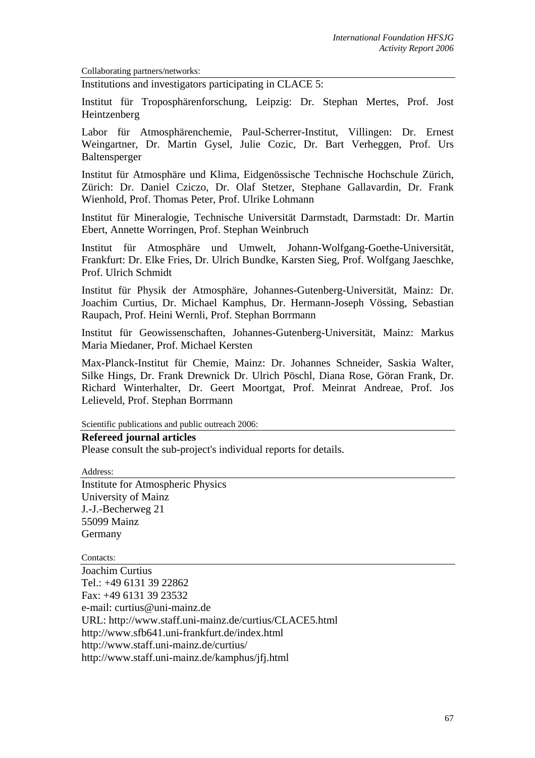Collaborating partners/networks:

Institutions and investigators participating in CLACE 5:

Institut für Troposphärenforschung, Leipzig: Dr. Stephan Mertes, Prof. Jost Heintzenberg

Labor für Atmosphärenchemie, Paul-Scherrer-Institut, Villingen: Dr. Ernest Weingartner, Dr. Martin Gysel, Julie Cozic, Dr. Bart Verheggen, Prof. Urs Baltensperger

Institut für Atmosphäre und Klima, Eidgenössische Technische Hochschule Zürich, Zürich: Dr. Daniel Cziczo, Dr. Olaf Stetzer, Stephane Gallavardin, Dr. Frank Wienhold, Prof. Thomas Peter, Prof. Ulrike Lohmann

Institut für Mineralogie, Technische Universität Darmstadt, Darmstadt: Dr. Martin Ebert, Annette Worringen, Prof. Stephan Weinbruch

Institut für Atmosphäre und Umwelt, Johann-Wolfgang-Goethe-Universität, Frankfurt: Dr. Elke Fries, Dr. Ulrich Bundke, Karsten Sieg, Prof. Wolfgang Jaeschke, Prof. Ulrich Schmidt

Institut für Physik der Atmosphäre, Johannes-Gutenberg-Universität, Mainz: Dr. Joachim Curtius, Dr. Michael Kamphus, Dr. Hermann-Joseph Vössing, Sebastian Raupach, Prof. Heini Wernli, Prof. Stephan Borrmann

Institut für Geowissenschaften, Johannes-Gutenberg-Universität, Mainz: Markus Maria Miedaner, Prof. Michael Kersten

Max-Planck-Institut für Chemie, Mainz: Dr. Johannes Schneider, Saskia Walter, Silke Hings, Dr. Frank Drewnick Dr. Ulrich Pöschl, Diana Rose, Göran Frank, Dr. Richard Winterhalter, Dr. Geert Moortgat, Prof. Meinrat Andreae, Prof. Jos Lelieveld, Prof. Stephan Borrmann

Scientific publications and public outreach 2006:

**Refereed journal articles**

Please consult the sub-project's individual reports for details.

Address:

Institute for Atmospheric Physics
University of Mainz
J.-J.-Becherweg 21
55099 Mainz
Germany

Contacts:

Joachim Curtius
Tel.: +49 6131 39 22862
Fax: +49 6131 39 23532
e-mail: curtius@uni-mainz.de
URL: http://www.staff.uni-mainz.de/curtius/CLACE5.html
http://www.sfb641.uni-frankfurt.de/index.html
http://www.staff.uni-mainz.de/curtius/
http://www.staff.uni-mainz.de/kamphus/jfj.html